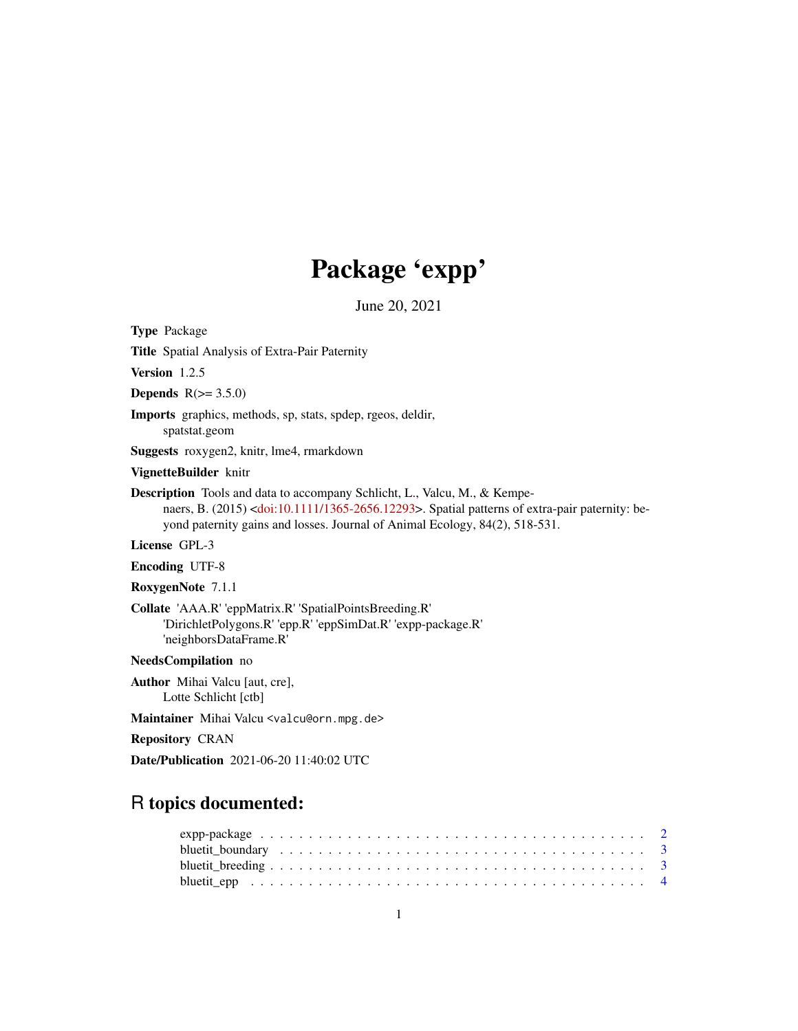# Package 'expp'

June 20, 2021

**Type** Package

**Title** Spatial Analysis of Extra-Pair Paternity

**Version** 1.2.5

**Depends** R(>= 3.5.0)

**Imports** graphics, methods, sp, stats, spdep, rgeos, deldir, spatstat.geom

**Suggests** roxygen2, knitr, lme4, rmarkdown

**VignetteBuilder** knitr

**Description** Tools and data to accompany Schlicht, L., Valcu, M., & Kempenaers, B. (2015) <doi:10.1111/1365-2656.12293>. Spatial patterns of extra-pair paternity: beyond paternity gains and losses. Journal of Animal Ecology, 84(2), 518-531.

**License** GPL-3

**Encoding** UTF-8

**RoxygenNote** 7.1.1

**Collate** 'AAA.R' 'eppMatrix.R' 'SpatialPointsBreeding.R' 'DirichletPolygons.R' 'epp.R' 'eppSimDat.R' 'expp-package.R' 'neighborsDataFrame.R'

**NeedsCompilation** no

**Author** Mihai Valcu [aut, cre], Lotte Schlicht [ctb]

**Maintainer** Mihai Valcu <valcu@orn.mpg.de>

**Repository** CRAN

**Date/Publication** 2021-06-20 11:40:02 UTC

## R topics documented:

expp-package . . . . . . . . . . . . . . . . . . . . . . . . . . . . . . . . . . . . . . . 2
bluetit_boundary . . . . . . . . . . . . . . . . . . . . . . . . . . . . . . . . . . . . . 3
bluetit_breeding . . . . . . . . . . . . . . . . . . . . . . . . . . . . . . . . . . . . . 3
bluetit_epp . . . . . . . . . . . . . . . . . . . . . . . . . . . . . . . . . . . . . . . . 4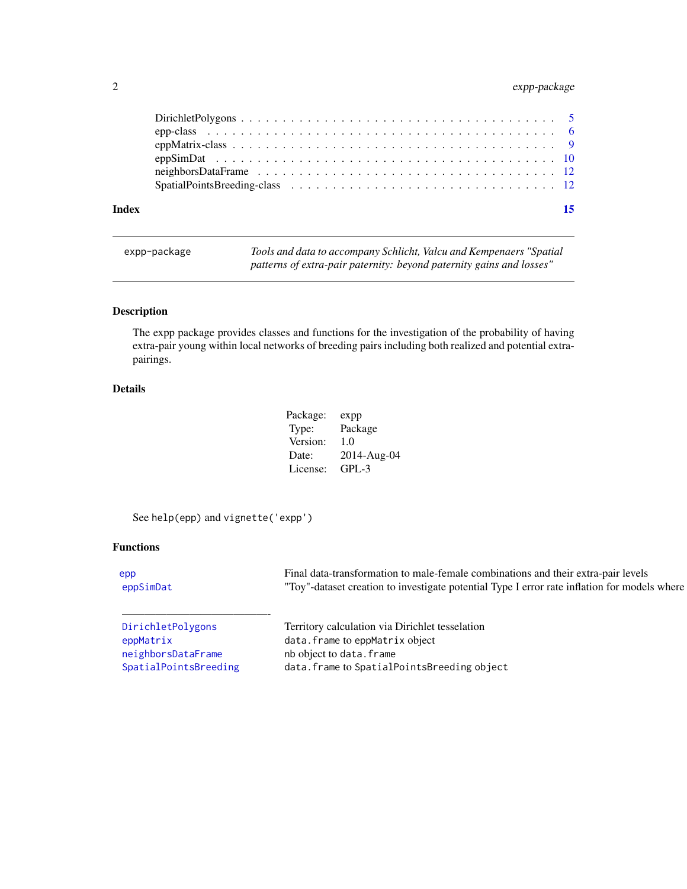| | |
|---|---|
| DirichletPolygons | 5 |
| epp-class | 6 |
| eppMatrix-class | 9 |
| eppSimDat | 10 |
| neighborsDataFrame | 12 |
| SpatialPointsBreeding-class | 12 |

**Index** **15**

---

`expp-package` *Tools and data to accompany Schlicht, Valcu and Kempenaers "Spatial patterns of extra-pair paternity: beyond paternity gains and losses"*

---

## Description

The expp package provides classes and functions for the investigation of the probability of having extra-pair young within local networks of breeding pairs including both realized and potential extra-pairings.

## Details

| | |
|---|---|
| Package: | expp |
| Type: | Package |
| Version: | 1.0 |
| Date: | 2014-Aug-04 |
| License: | GPL-3 |

See `help(epp)` and `vignette('expp')`

## Functions

| | |
|---|---|
| `epp` | Final data-transformation to male-female combinations and their extra-pair levels |
| `eppSimDat` | "Toy"-dataset creation to investigate potential Type I error rate inflation for models where |
| ------------------------- | |
| `DirichletPolygons` | Territory calculation via Dirichlet tesselation |
| `eppMatrix` | `data.frame` to `eppMatrix` object |
| `neighborsDataFrame` | `nb` object to `data.frame` |
| `SpatialPointsBreeding` | `data.frame` to `SpatialPointsBreeding` object |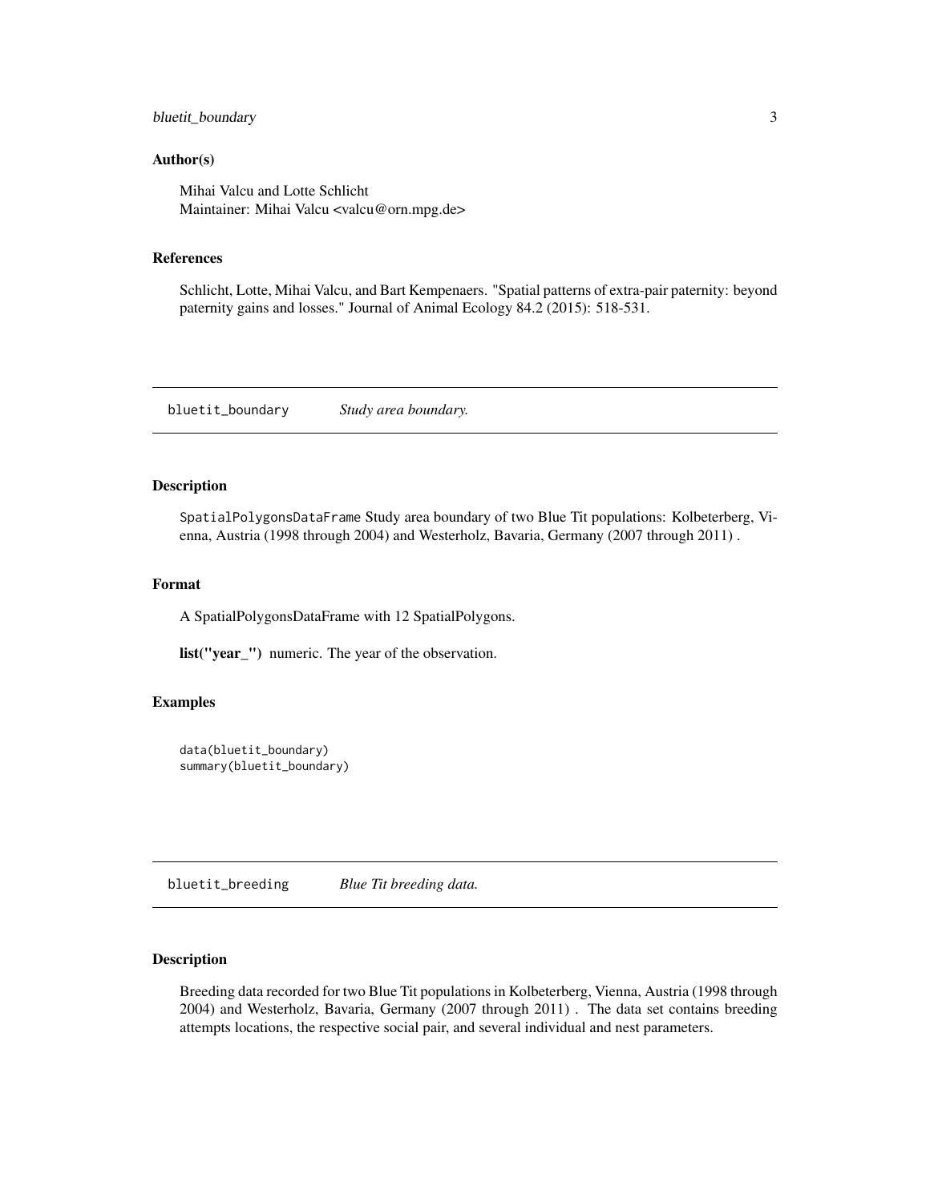### Author(s)

Mihai Valcu and Lotte Schlicht
Maintainer: Mihai Valcu <valcu@orn.mpg.de>

### References

Schlicht, Lotte, Mihai Valcu, and Bart Kempenaers. "Spatial patterns of extra-pair paternity: beyond paternity gains and losses." Journal of Animal Ecology 84.2 (2015): 518-531.

---

## bluetit_boundary *Study area boundary.*

---

### Description

SpatialPolygonsDataFrame Study area boundary of two Blue Tit populations: Kolbeterberg, Vienna, Austria (1998 through 2004) and Westerholz, Bavaria, Germany (2007 through 2011) .

### Format

A SpatialPolygonsDataFrame with 12 SpatialPolygons.

**list("year_")** numeric. The year of the observation.

### Examples

```
data(bluetit_boundary)
summary(bluetit_boundary)
```

---

## bluetit_breeding *Blue Tit breeding data.*

---

### Description

Breeding data recorded for two Blue Tit populations in Kolbeterberg, Vienna, Austria (1998 through 2004) and Westerholz, Bavaria, Germany (2007 through 2011) . The data set contains breeding attempts locations, the respective social pair, and several individual and nest parameters.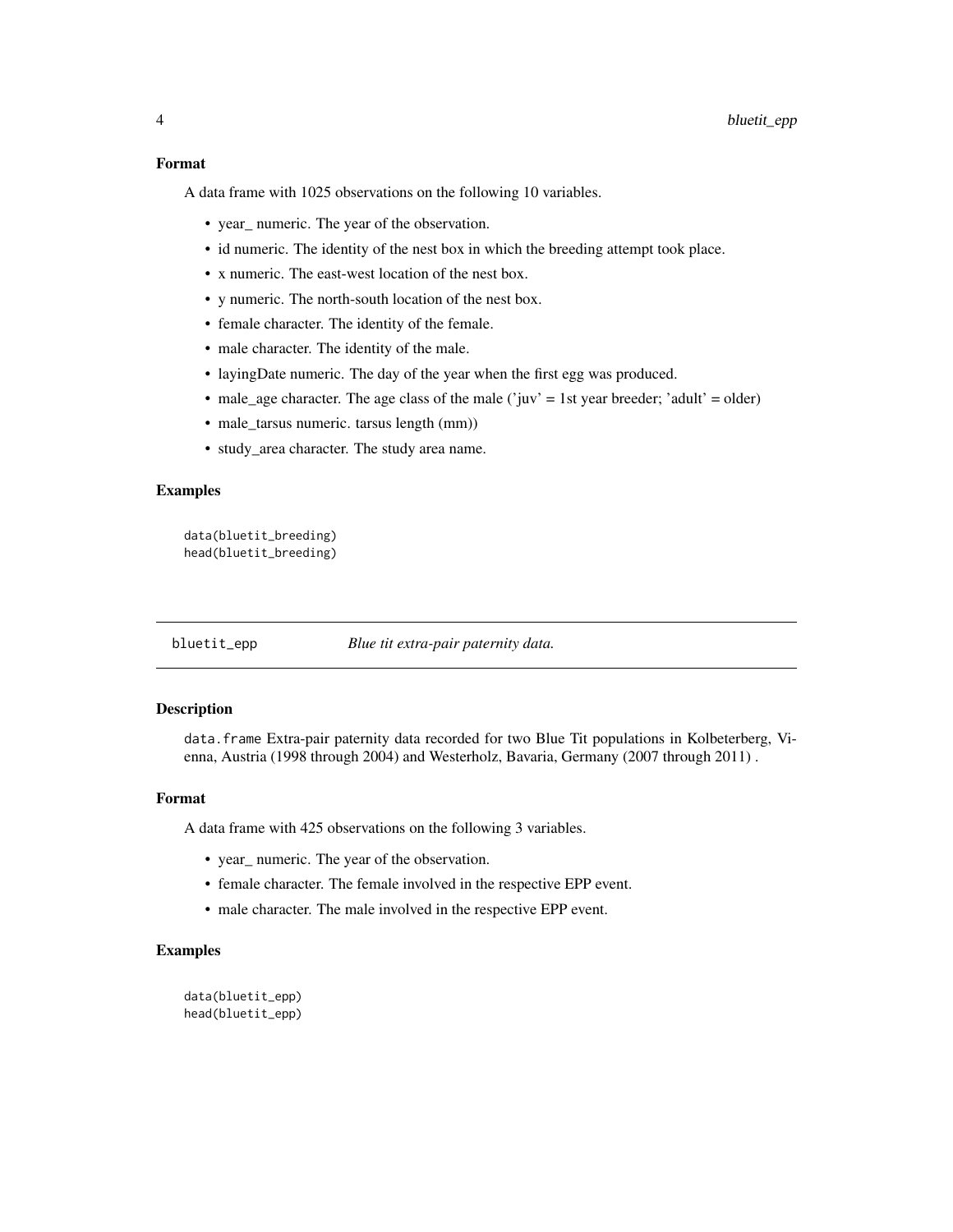### Format

A data frame with 1025 observations on the following 10 variables.

- year_ numeric. The year of the observation.
- id numeric. The identity of the nest box in which the breeding attempt took place.
- x numeric. The east-west location of the nest box.
- y numeric. The north-south location of the nest box.
- female character. The identity of the female.
- male character. The identity of the male.
- layingDate numeric. The day of the year when the first egg was produced.
- male_age character. The age class of the male ('juv' = 1st year breeder; 'adult' = older)
- male_tarsus numeric. tarsus length (mm))
- study_area character. The study area name.

### Examples

```
data(bluetit_breeding)
head(bluetit_breeding)
```

---

## bluetit_epp — *Blue tit extra-pair paternity data.*

---

### Description

`data.frame` Extra-pair paternity data recorded for two Blue Tit populations in Kolbeterberg, Vienna, Austria (1998 through 2004) and Westerholz, Bavaria, Germany (2007 through 2011) .

### Format

A data frame with 425 observations on the following 3 variables.

- year_ numeric. The year of the observation.
- female character. The female involved in the respective EPP event.
- male character. The male involved in the respective EPP event.

### Examples

```
data(bluetit_epp)
head(bluetit_epp)
```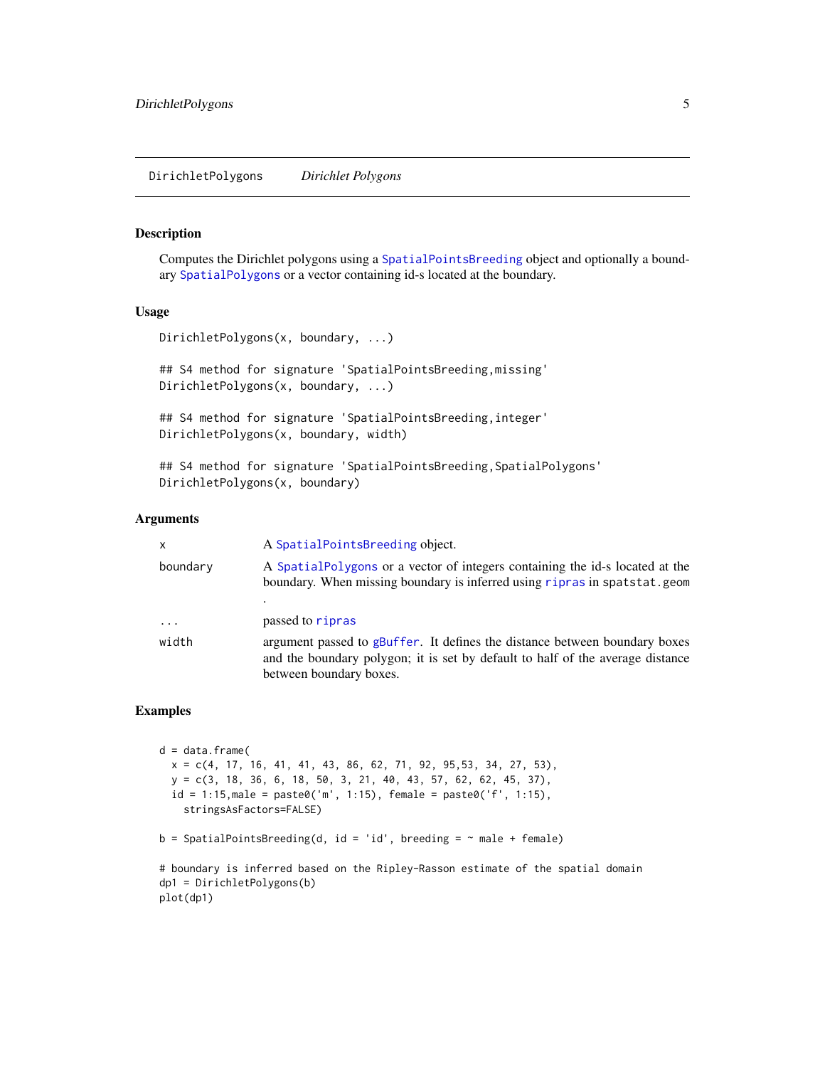DirichletPolygons *Dirichlet Polygons*

## Description

Computes the Dirichlet polygons using a SpatialPointsBreeding object and optionally a boundary SpatialPolygons or a vector containing id-s located at the boundary.

## Usage

```
DirichletPolygons(x, boundary, ...)

## S4 method for signature 'SpatialPointsBreeding,missing'
DirichletPolygons(x, boundary, ...)

## S4 method for signature 'SpatialPointsBreeding,integer'
DirichletPolygons(x, boundary, width)

## S4 method for signature 'SpatialPointsBreeding,SpatialPolygons'
DirichletPolygons(x, boundary)
```

## Arguments

| | |
|---|---|
| x | A SpatialPointsBreeding object. |
| boundary | A SpatialPolygons or a vector of integers containing the id-s located at the boundary. When missing boundary is inferred using ripras in spatstat.geom . |
| ... | passed to ripras |
| width | argument passed to gBuffer. It defines the distance between boundary boxes and the boundary polygon; it is set by default to half of the average distance between boundary boxes. |

## Examples

```
d = data.frame(
  x = c(4, 17, 16, 41, 41, 43, 86, 62, 71, 92, 95,53, 34, 27, 53),
  y = c(3, 18, 36, 6, 18, 50, 3, 21, 40, 43, 57, 62, 62, 45, 37),
  id = 1:15,male = paste0('m', 1:15), female = paste0('f', 1:15),
    stringsAsFactors=FALSE)

b = SpatialPointsBreeding(d, id = 'id', breeding = ~ male + female)

# boundary is inferred based on the Ripley-Rasson estimate of the spatial domain
dp1 = DirichletPolygons(b)
plot(dp1)
```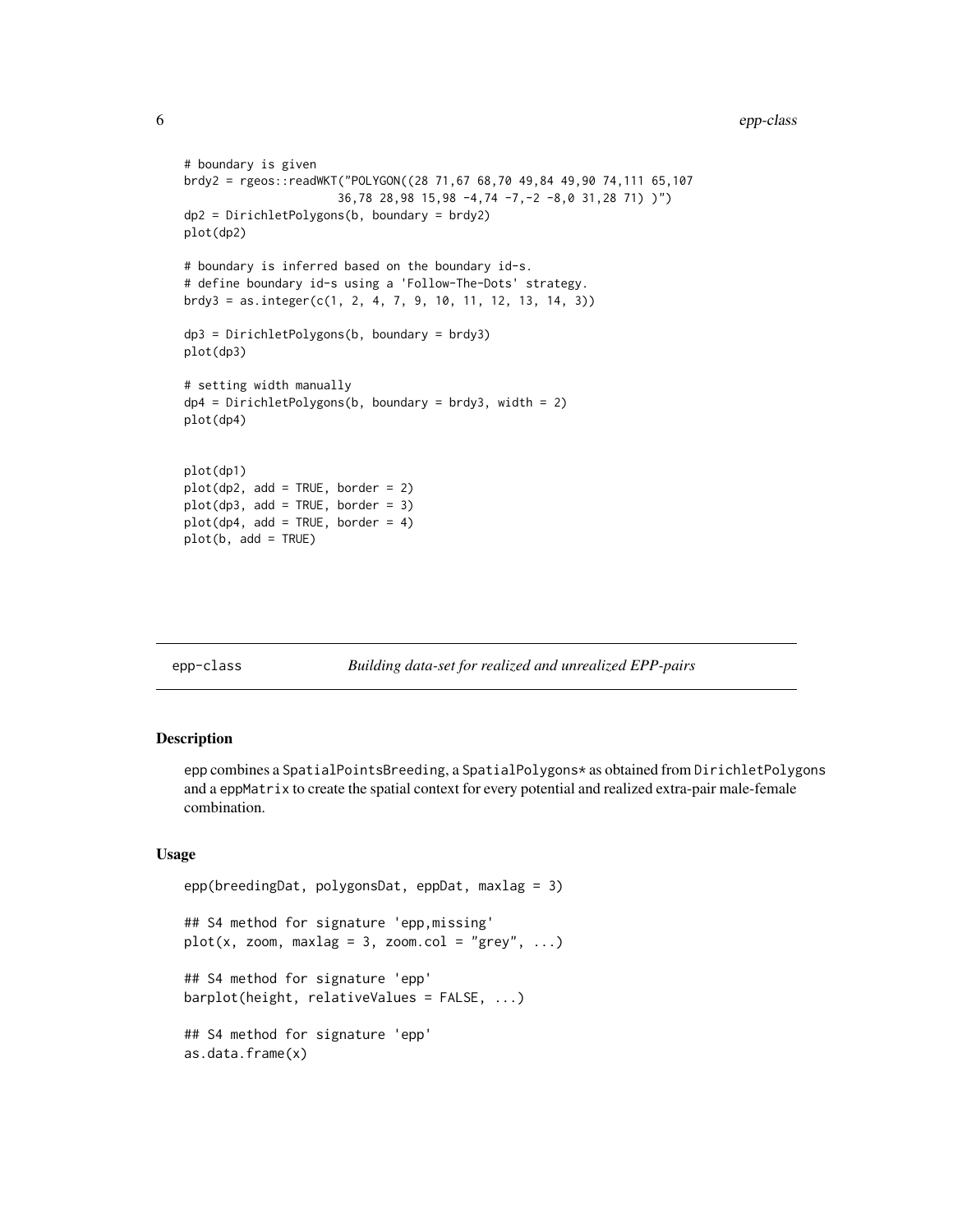```
# boundary is given
brdy2 = rgeos::readWKT("POLYGON((28 71,67 68,70 49,84 49,90 74,111 65,107
                      36,78 28,98 15,98 -4,74 -7,-2 -8,0 31,28 71) )")
dp2 = DirichletPolygons(b, boundary = brdy2)
plot(dp2)

# boundary is inferred based on the boundary id-s.
# define boundary id-s using a 'Follow-The-Dots' strategy.
brdy3 = as.integer(c(1, 2, 4, 7, 9, 10, 11, 12, 13, 14, 3))

dp3 = DirichletPolygons(b, boundary = brdy3)
plot(dp3)

# setting width manually
dp4 = DirichletPolygons(b, boundary = brdy3, width = 2)
plot(dp4)


plot(dp1)
plot(dp2, add = TRUE, border = 2)
plot(dp3, add = TRUE, border = 3)
plot(dp4, add = TRUE, border = 4)
plot(b, add = TRUE)
```

---

## epp-class *Building data-set for realized and unrealized EPP-pairs*

---

### Description

epp combines a SpatialPointsBreeding, a SpatialPolygons* as obtained from DirichletPolygons and a eppMatrix to create the spatial context for every potential and realized extra-pair male-female combination.

### Usage

```
epp(breedingDat, polygonsDat, eppDat, maxlag = 3)

## S4 method for signature 'epp,missing'
plot(x, zoom, maxlag = 3, zoom.col = "grey", ...)

## S4 method for signature 'epp'
barplot(height, relativeValues = FALSE, ...)

## S4 method for signature 'epp'
as.data.frame(x)
```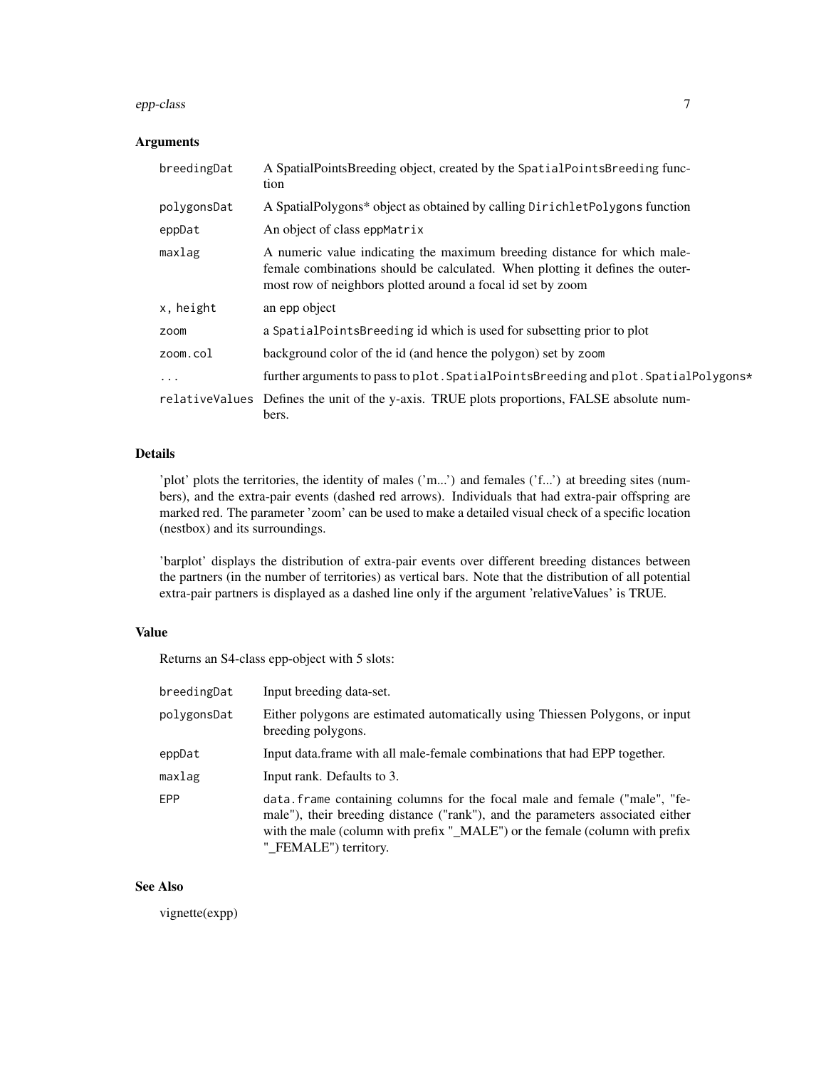## Arguments

| | |
|---|---|
| `breedingDat` | A SpatialPointsBreeding object, created by the `SpatialPointsBreeding` function |
| `polygonsDat` | A SpatialPolygons* object as obtained by calling `DirichletPolygons` function |
| `eppDat` | An object of class `eppMatrix` |
| `maxlag` | A numeric value indicating the maximum breeding distance for which male-female combinations should be calculated. When plotting it defines the outermost row of neighbors plotted around a focal id set by zoom |
| `x, height` | an epp object |
| `zoom` | a `SpatialPointsBreeding` id which is used for subsetting prior to plot |
| `zoom.col` | background color of the id (and hence the polygon) set by `zoom` |
| `...` | further arguments to pass to `plot.SpatialPointsBreeding` and `plot.SpatialPolygons*` |
| `relativeValues` | Defines the unit of the y-axis. TRUE plots proportions, FALSE absolute numbers. |

## Details

'plot' plots the territories, the identity of males ('m...') and females ('f...') at breeding sites (numbers), and the extra-pair events (dashed red arrows). Individuals that had extra-pair offspring are marked red. The parameter 'zoom' can be used to make a detailed visual check of a specific location (nestbox) and its surroundings.

'barplot' displays the distribution of extra-pair events over different breeding distances between the partners (in the number of territories) as vertical bars. Note that the distribution of all potential extra-pair partners is displayed as a dashed line only if the argument 'relativeValues' is TRUE.

## Value

Returns an S4-class epp-object with 5 slots:

| | |
|---|---|
| `breedingDat` | Input breeding data-set. |
| `polygonsDat` | Either polygons are estimated automatically using Thiessen Polygons, or input breeding polygons. |
| `eppDat` | Input data.frame with all male-female combinations that had EPP together. |
| `maxlag` | Input rank. Defaults to 3. |
| `EPP` | `data.frame` containing columns for the focal male and female ("male", "female"), their breeding distance ("rank"), and the parameters associated either with the male (column with prefix "_MALE") or the female (column with prefix "_FEMALE") territory. |

## See Also

vignette(expp)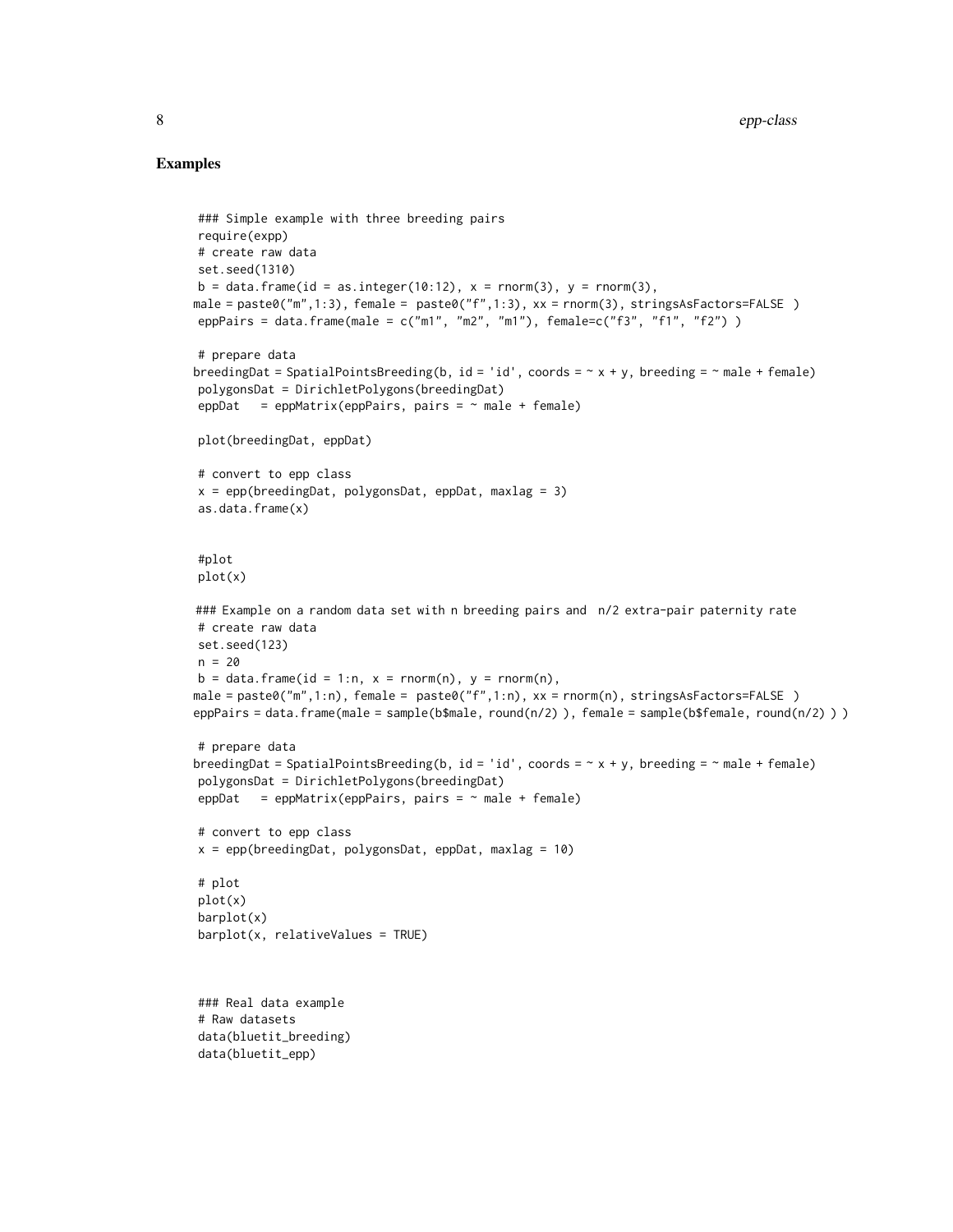## Examples

```
### Simple example with three breeding pairs
require(expp)
# create raw data
set.seed(1310)
b = data.frame(id = as.integer(10:12), x = rnorm(3), y = rnorm(3),
male = paste0("m",1:3), female = paste0("f",1:3), xx = rnorm(3), stringsAsFactors=FALSE )
eppPairs = data.frame(male = c("m1", "m2", "m1"), female=c("f3", "f1", "f2") )

# prepare data
breedingDat = SpatialPointsBreeding(b, id = 'id', coords = ~ x + y, breeding = ~ male + female)
polygonsDat = DirichletPolygons(breedingDat)
eppDat   = eppMatrix(eppPairs, pairs = ~ male + female)

plot(breedingDat, eppDat)

# convert to epp class
x = epp(breedingDat, polygonsDat, eppDat, maxlag = 3)
as.data.frame(x)


#plot
plot(x)

### Example on a random data set with n breeding pairs and  n/2 extra-pair paternity rate
# create raw data
set.seed(123)
n = 20
b = data.frame(id = 1:n, x = rnorm(n), y = rnorm(n),
male = paste0("m",1:n), female = paste0("f",1:n), xx = rnorm(n), stringsAsFactors=FALSE )
eppPairs = data.frame(male = sample(b$male, round(n/2) ), female = sample(b$female, round(n/2) ) )

# prepare data
breedingDat = SpatialPointsBreeding(b, id = 'id', coords = ~ x + y, breeding = ~ male + female)
polygonsDat = DirichletPolygons(breedingDat)
eppDat   = eppMatrix(eppPairs, pairs = ~ male + female)

# convert to epp class
x = epp(breedingDat, polygonsDat, eppDat, maxlag = 10)

# plot
plot(x)
barplot(x)
barplot(x, relativeValues = TRUE)



### Real data example
# Raw datasets
data(bluetit_breeding)
data(bluetit_epp)
```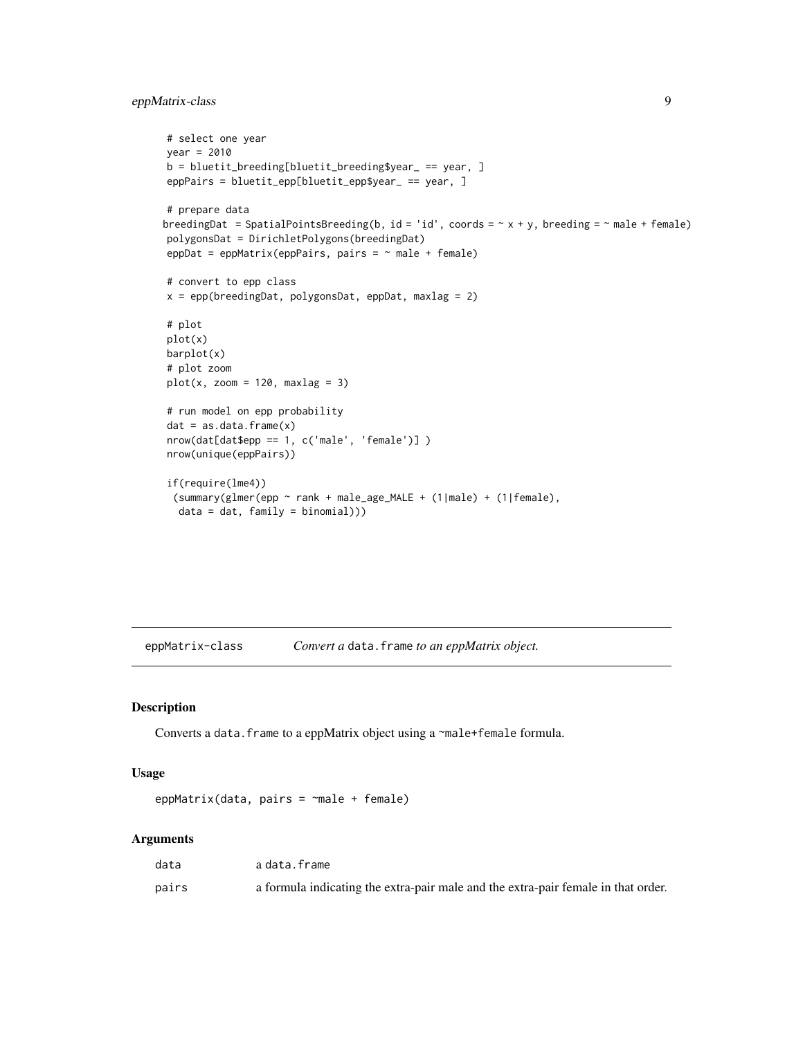```
# select one year
year = 2010
b = bluetit_breeding[bluetit_breeding$year_ == year, ]
eppPairs = bluetit_epp[bluetit_epp$year_ == year, ]

# prepare data
breedingDat = SpatialPointsBreeding(b, id = 'id', coords = ~ x + y, breeding = ~ male + female)
polygonsDat = DirichletPolygons(breedingDat)
eppDat = eppMatrix(eppPairs, pairs = ~ male + female)

# convert to epp class
x = epp(breedingDat, polygonsDat, eppDat, maxlag = 2)

# plot
plot(x)
barplot(x)
# plot zoom
plot(x, zoom = 120, maxlag = 3)

# run model on epp probability
dat = as.data.frame(x)
nrow(dat[dat$epp == 1, c('male', 'female')] )
nrow(unique(eppPairs))

if(require(lme4))
 (summary(glmer(epp ~ rank + male_age_MALE + (1|male) + (1|female),
  data = dat, family = binomial)))
```

## eppMatrix-class — *Convert a* `data.frame` *to an eppMatrix object.*

### Description

Converts a `data.frame` to a eppMatrix object using a `~male+female` formula.

### Usage

```
eppMatrix(data, pairs = ~male + female)
```

### Arguments

| | |
|---|---|
| `data` | a `data.frame` |
| `pairs` | a formula indicating the extra-pair male and the extra-pair female in that order. |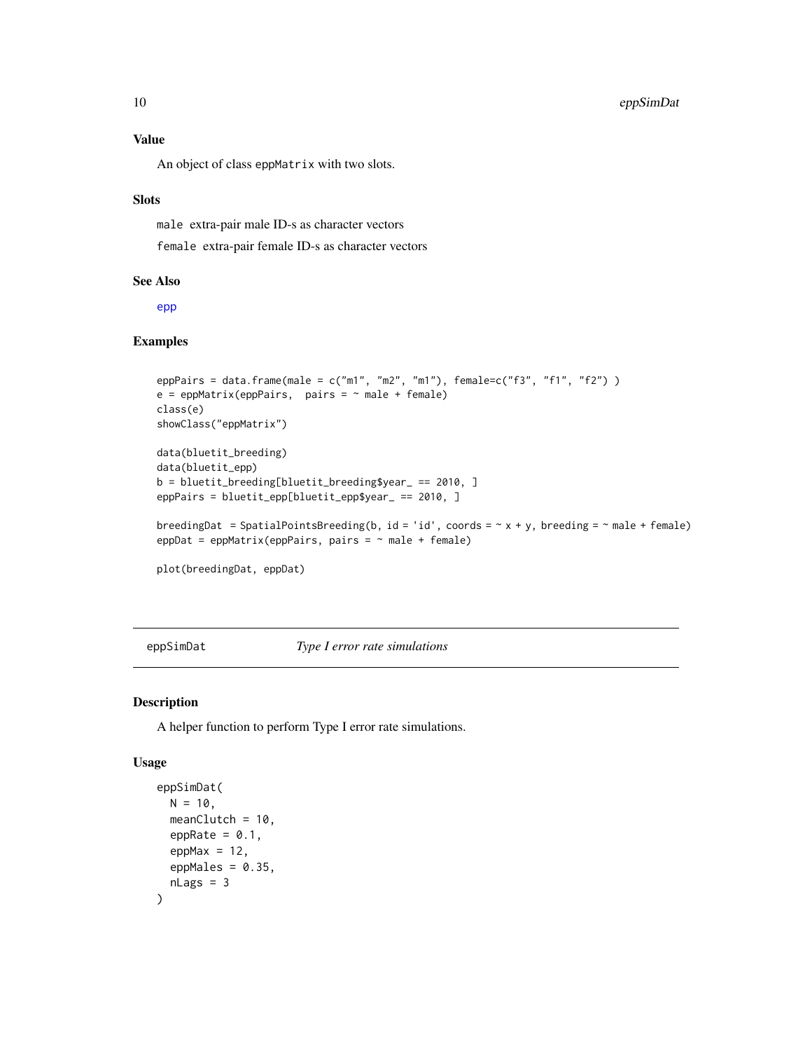## Value

An object of class `eppMatrix` with two slots.

## Slots

`male` extra-pair male ID-s as character vectors

`female` extra-pair female ID-s as character vectors

## See Also

epp

## Examples

```
eppPairs = data.frame(male = c("m1", "m2", "m1"), female=c("f3", "f1", "f2") )
e = eppMatrix(eppPairs,  pairs = ~ male + female)
class(e)
showClass("eppMatrix")

data(bluetit_breeding)
data(bluetit_epp)
b = bluetit_breeding[bluetit_breeding$year_ == 2010, ]
eppPairs = bluetit_epp[bluetit_epp$year_ == 2010, ]

breedingDat  = SpatialPointsBreeding(b, id = 'id', coords = ~ x + y, breeding = ~ male + female)
eppDat = eppMatrix(eppPairs, pairs = ~ male + female)

plot(breedingDat, eppDat)
```

---

# eppSimDat — *Type I error rate simulations*

## Description

A helper function to perform Type I error rate simulations.

## Usage

```
eppSimDat(
  N = 10,
  meanClutch = 10,
  eppRate = 0.1,
  eppMax = 12,
  eppMales = 0.35,
  nLags = 3
)
```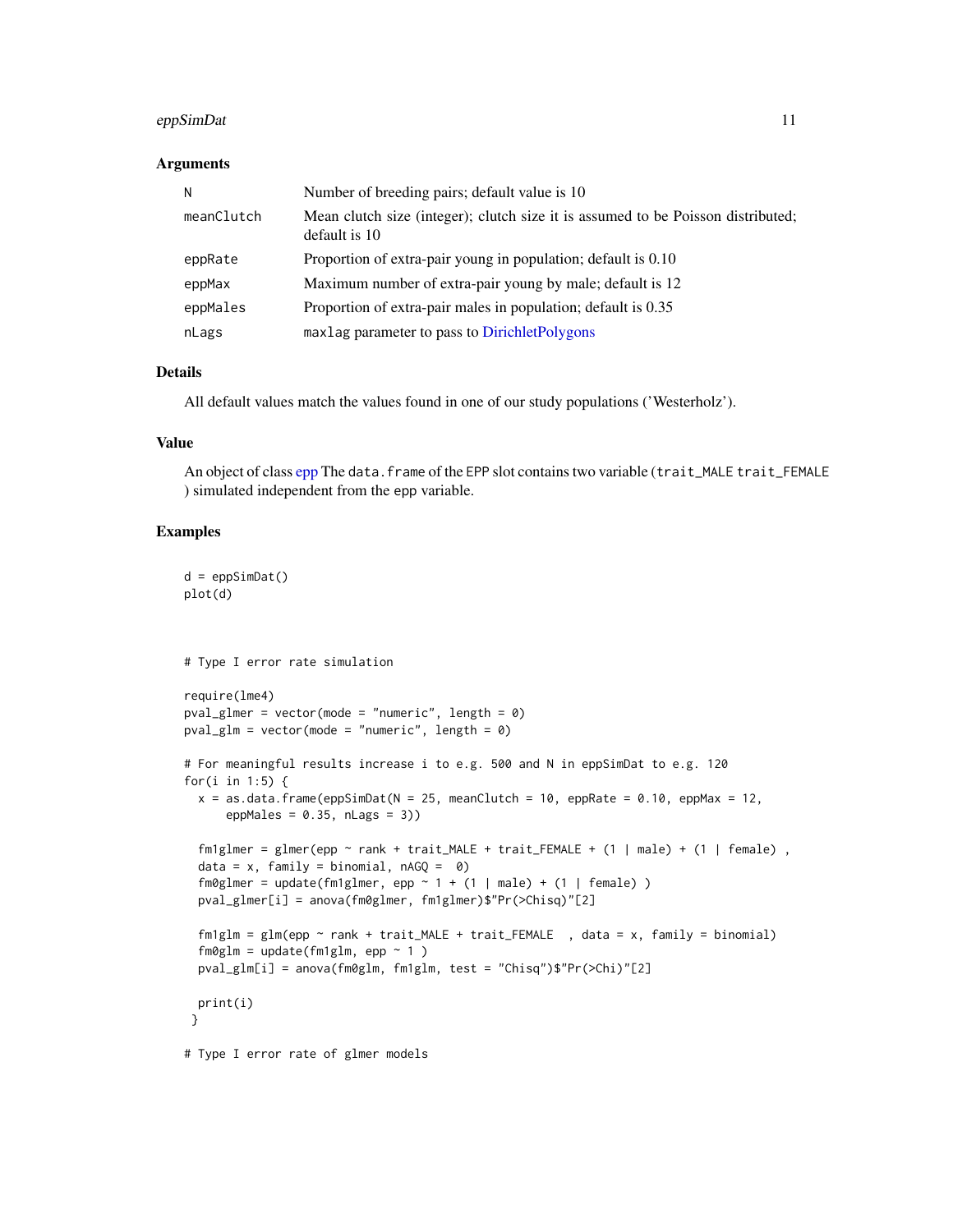## Arguments

| | |
|---|---|
| N | Number of breeding pairs; default value is 10 |
| meanClutch | Mean clutch size (integer); clutch size it is assumed to be Poisson distributed; default is 10 |
| eppRate | Proportion of extra-pair young in population; default is 0.10 |
| eppMax | Maximum number of extra-pair young by male; default is 12 |
| eppMales | Proportion of extra-pair males in population; default is 0.35 |
| nLags | `maxlag` parameter to pass to DirichletPolygons |

## Details

All default values match the values found in one of our study populations ('Westerholz').

## Value

An object of class epp The `data.frame` of the `EPP` slot contains two variable (`trait_MALE` `trait_FEMALE` ) simulated independent from the epp variable.

## Examples

```
d = eppSimDat()
plot(d)



# Type I error rate simulation

require(lme4)
pval_glmer = vector(mode = "numeric", length = 0)
pval_glm = vector(mode = "numeric", length = 0)

# For meaningful results increase i to e.g. 500 and N in eppSimDat to e.g. 120
for(i in 1:5) {
  x = as.data.frame(eppSimDat(N = 25, meanClutch = 10, eppRate = 0.10, eppMax = 12,
      eppMales = 0.35, nLags = 3))

  fm1glmer = glmer(epp ~ rank + trait_MALE + trait_FEMALE + (1 | male) + (1 | female) ,
  data = x, family = binomial, nAGQ =  0)
  fm0glmer = update(fm1glmer, epp ~ 1 + (1 | male) + (1 | female) )
  pval_glmer[i] = anova(fm0glmer, fm1glmer)$"Pr(>Chisq)"[2]

  fm1glm = glm(epp ~ rank + trait_MALE + trait_FEMALE  , data = x, family = binomial)
  fm0glm = update(fm1glm, epp ~ 1 )
  pval_glm[i] = anova(fm0glm, fm1glm, test = "Chisq")$"Pr(>Chi)"[2]

  print(i)
 }

# Type I error rate of glmer models
```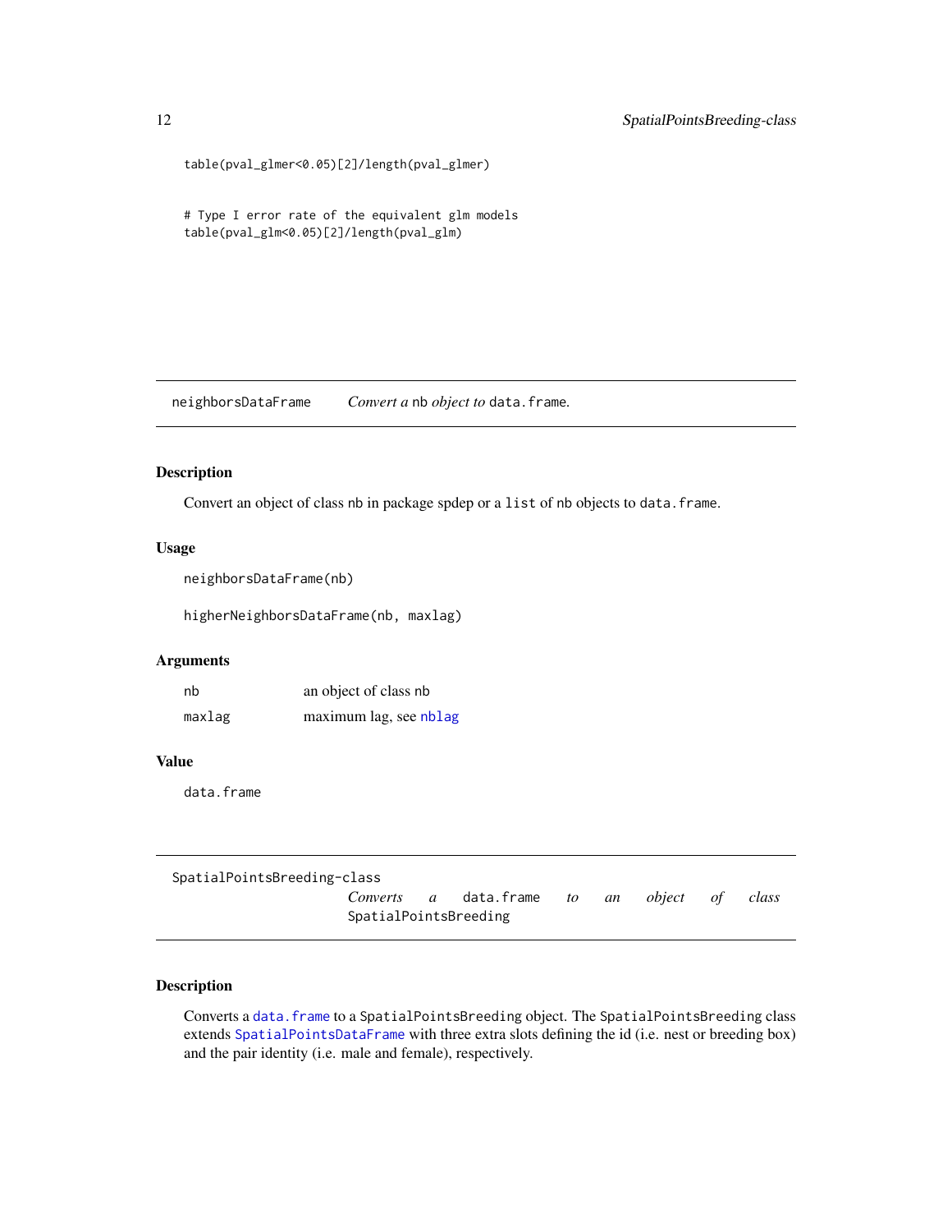```
table(pval_glmer<0.05)[2]/length(pval_glmer)


# Type I error rate of the equivalent glm models
table(pval_glm<0.05)[2]/length(pval_glm)
```

## neighborsDataFrame — *Convert a* `nb` *object to* `data.frame`.

### Description

Convert an object of class `nb` in package spdep or a `list` of `nb` objects to `data.frame`.

### Usage

```
neighborsDataFrame(nb)

higherNeighborsDataFrame(nb, maxlag)
```

### Arguments

| | |
|---|---|
| `nb` | an object of class `nb` |
| `maxlag` | maximum lag, see `nblag` |

### Value

`data.frame`

## SpatialPointsBreeding-class — *Converts a* `data.frame` *to an object of class* `SpatialPointsBreeding`

### Description

Converts a `data.frame` to a `SpatialPointsBreeding` object. The `SpatialPointsBreeding` class extends `SpatialPointsDataFrame` with three extra slots defining the id (i.e. nest or breeding box) and the pair identity (i.e. male and female), respectively.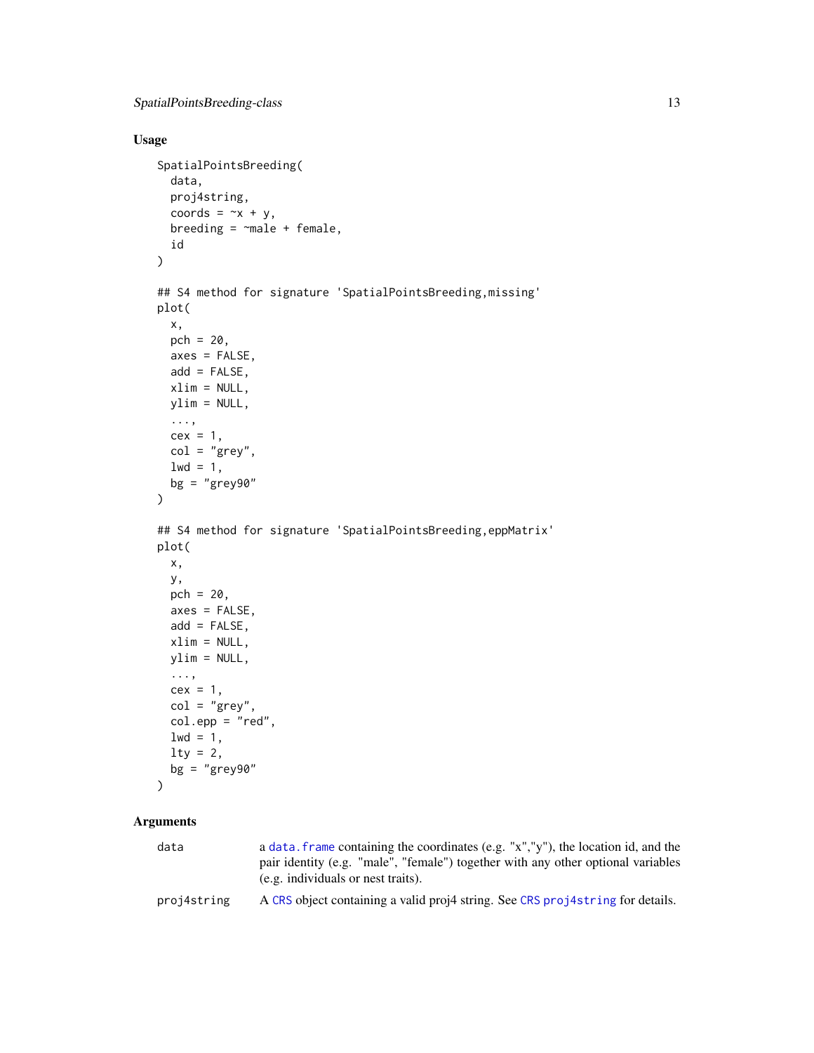## Usage

```
SpatialPointsBreeding(
  data,
  proj4string,
  coords = ~x + y,
  breeding = ~male + female,
  id
)

## S4 method for signature 'SpatialPointsBreeding,missing'
plot(
  x,
  pch = 20,
  axes = FALSE,
  add = FALSE,
  xlim = NULL,
  ylim = NULL,
  ...,
  cex = 1,
  col = "grey",
  lwd = 1,
  bg = "grey90"
)

## S4 method for signature 'SpatialPointsBreeding,eppMatrix'
plot(
  x,
  y,
  pch = 20,
  axes = FALSE,
  add = FALSE,
  xlim = NULL,
  ylim = NULL,
  ...,
  cex = 1,
  col = "grey",
  col.epp = "red",
  lwd = 1,
  lty = 2,
  bg = "grey90"
)
```

## Arguments

| | |
|---|---|
| `data` | a `data.frame` containing the coordinates (e.g. "x","y"), the location id, and the pair identity (e.g. "male", "female") together with any other optional variables (e.g. individuals or nest traits). |
| `proj4string` | A `CRS` object containing a valid proj4 string. See `CRS` `proj4string` for details. |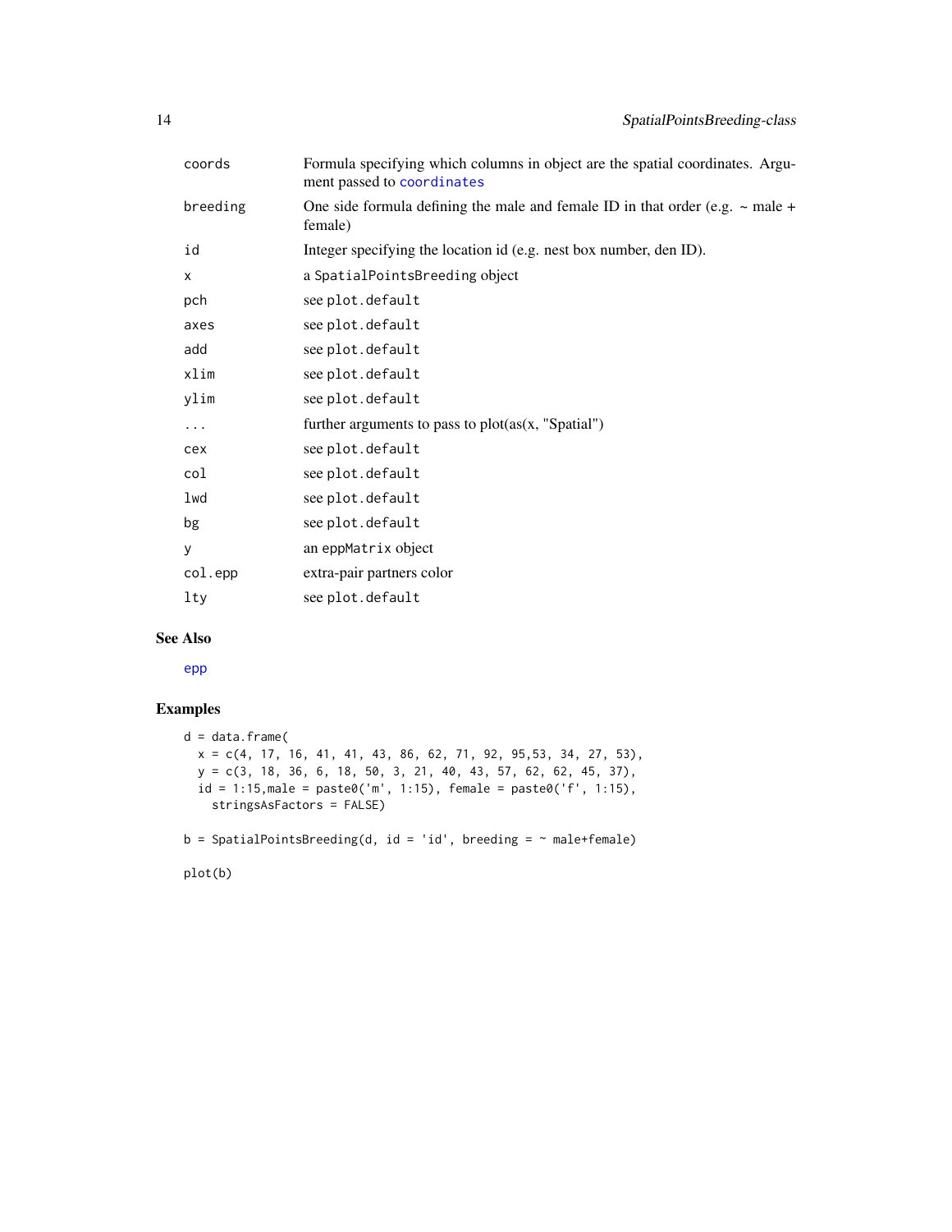| | |
|---|---|
| coords | Formula specifying which columns in object are the spatial coordinates. Argument passed to coordinates |
| breeding | One side formula defining the male and female ID in that order (e.g. ~ male + female) |
| id | Integer specifying the location id (e.g. nest box number, den ID). |
| x | a SpatialPointsBreeding object |
| pch | see plot.default |
| axes | see plot.default |
| add | see plot.default |
| xlim | see plot.default |
| ylim | see plot.default |
| ... | further arguments to pass to plot(as(x, "Spatial") |
| cex | see plot.default |
| col | see plot.default |
| lwd | see plot.default |
| bg | see plot.default |
| y | an eppMatrix object |
| col.epp | extra-pair partners color |
| lty | see plot.default |

## See Also

epp

## Examples

```
d = data.frame(
  x = c(4, 17, 16, 41, 41, 43, 86, 62, 71, 92, 95,53, 34, 27, 53),
  y = c(3, 18, 36, 6, 18, 50, 3, 21, 40, 43, 57, 62, 62, 45, 37),
  id = 1:15,male = paste0('m', 1:15), female = paste0('f', 1:15),
    stringsAsFactors = FALSE)

b = SpatialPointsBreeding(d, id = 'id', breeding = ~ male+female)

plot(b)
```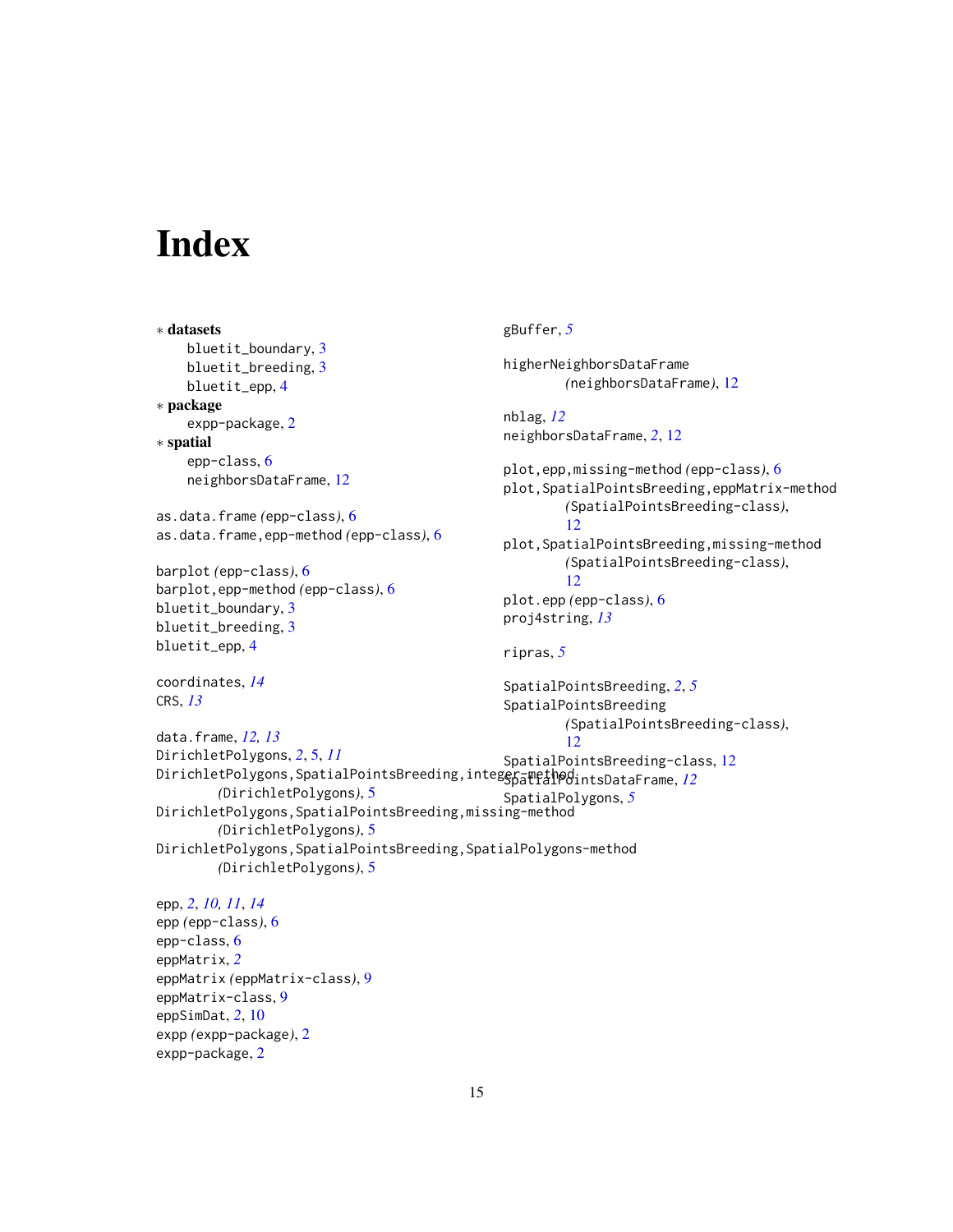# Index

∗ **datasets**
    bluetit_boundary, 3
    bluetit_breeding, 3
    bluetit_epp, 4
∗ **package**
    expp-package, 2
∗ **spatial**
    epp-class, 6
    neighborsDataFrame, 12

as.data.frame *(*epp-class*)*, 6
as.data.frame,epp-method *(*epp-class*)*, 6

barplot *(*epp-class*)*, 6
barplot,epp-method *(*epp-class*)*, 6
bluetit_boundary, 3
bluetit_breeding, 3
bluetit_epp, 4

coordinates, *14*
CRS, *13*

data.frame, *12*, *13*
DirichletPolygons, 2, 5, *11*
DirichletPolygons,SpatialPointsBreeding,integer-method *(*DirichletPolygons*)*, 5
DirichletPolygons,SpatialPointsBreeding,missing-method *(*DirichletPolygons*)*, 5
DirichletPolygons,SpatialPointsBreeding,SpatialPolygons-method *(*DirichletPolygons*)*, 5

epp, 2, *10*, *11*, *14*
epp *(*epp-class*)*, 6
epp-class, 6
eppMatrix, *2*
eppMatrix *(*eppMatrix-class*)*, 9
eppMatrix-class, 9
eppSimDat, 2, 10
expp *(*expp-package*)*, 2
expp-package, 2

gBuffer, *5*

higherNeighborsDataFrame *(*neighborsDataFrame*)*, 12

nblag, *12*
neighborsDataFrame, *2*, 12

plot,epp,missing-method *(*epp-class*)*, 6
plot,SpatialPointsBreeding,eppMatrix-method *(*SpatialPointsBreeding-class*)*, 12
plot,SpatialPointsBreeding,missing-method *(*SpatialPointsBreeding-class*)*, 12
plot.epp *(*epp-class*)*, 6
proj4string, *13*

ripras, *5*

SpatialPointsBreeding, *2*, *5*
SpatialPointsBreeding *(*SpatialPointsBreeding-class*)*, 12
SpatialPointsBreeding-class, 12
SpatialPointsDataFrame, *12*
SpatialPolygons, *5*